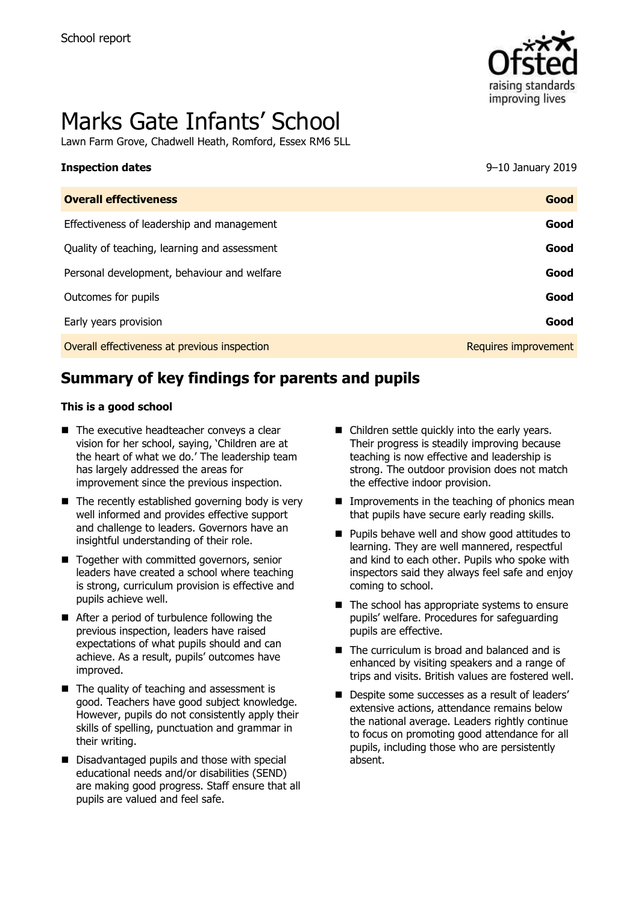School report

# Marks Gate Infants' School

Lawn Farm Grove, Chadwell Heath, Romford, Essex RM6 5LL

| **Inspection dates** | 9–10 January 2019 |
| --- | --- |
| **Overall effectiveness** | **Good** |
| Effectiveness of leadership and management | **Good** |
| Quality of teaching, learning and assessment | **Good** |
| Personal development, behaviour and welfare | **Good** |
| Outcomes for pupils | **Good** |
| Early years provision | **Good** |
| Overall effectiveness at previous inspection | Requires improvement |

## Summary of key findings for parents and pupils

**This is a good school**

- The executive headteacher conveys a clear vision for her school, saying, 'Children are at the heart of what we do.' The leadership team has largely addressed the areas for improvement since the previous inspection.
- The recently established governing body is very well informed and provides effective support and challenge to leaders. Governors have an insightful understanding of their role.
- Together with committed governors, senior leaders have created a school where teaching is strong, curriculum provision is effective and pupils achieve well.
- After a period of turbulence following the previous inspection, leaders have raised expectations of what pupils should and can achieve. As a result, pupils' outcomes have improved.
- The quality of teaching and assessment is good. Teachers have good subject knowledge. However, pupils do not consistently apply their skills of spelling, punctuation and grammar in their writing.
- Disadvantaged pupils and those with special educational needs and/or disabilities (SEND) are making good progress. Staff ensure that all pupils are valued and feel safe.
- Children settle quickly into the early years. Their progress is steadily improving because teaching is now effective and leadership is strong. The outdoor provision does not match the effective indoor provision.
- Improvements in the teaching of phonics mean that pupils have secure early reading skills.
- Pupils behave well and show good attitudes to learning. They are well mannered, respectful and kind to each other. Pupils who spoke with inspectors said they always feel safe and enjoy coming to school.
- The school has appropriate systems to ensure pupils' welfare. Procedures for safeguarding pupils are effective.
- The curriculum is broad and balanced and is enhanced by visiting speakers and a range of trips and visits. British values are fostered well.
- Despite some successes as a result of leaders' extensive actions, attendance remains below the national average. Leaders rightly continue to focus on promoting good attendance for all pupils, including those who are persistently absent.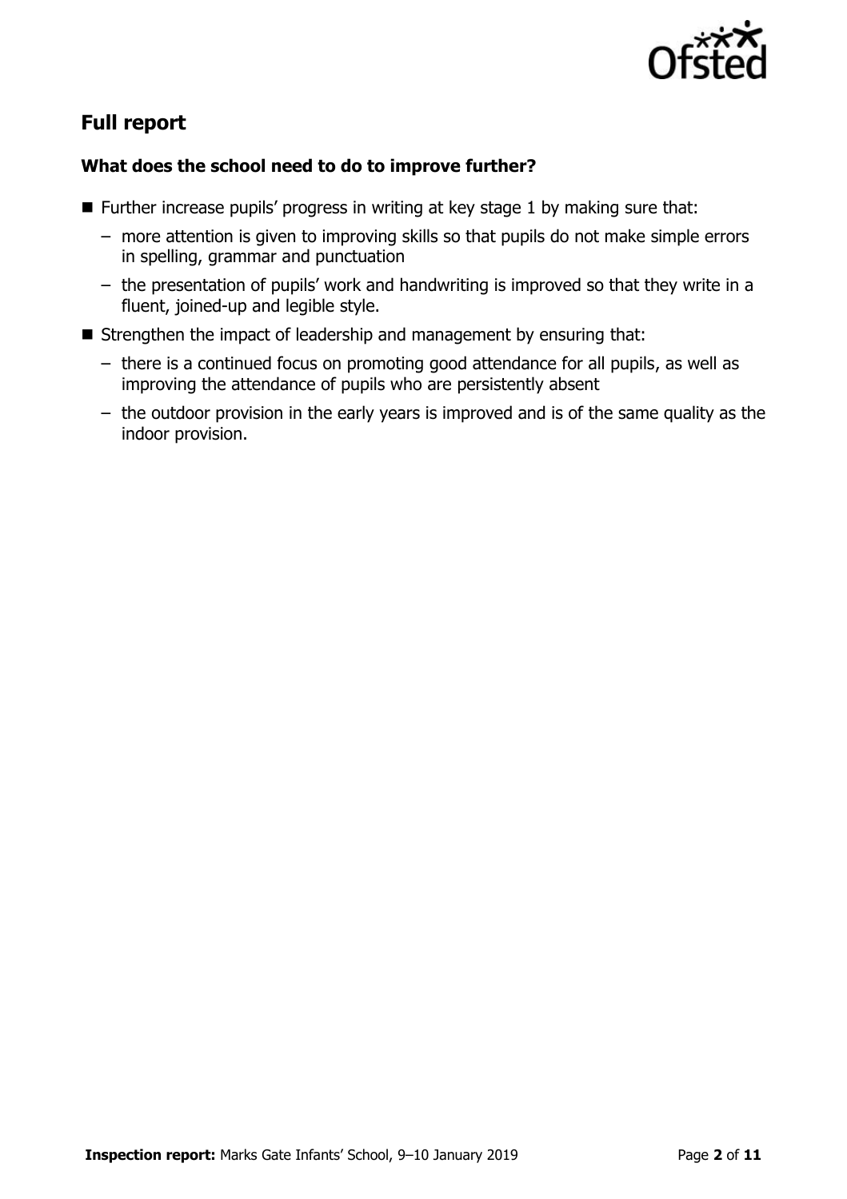## Full report

### What does the school need to do to improve further?

- Further increase pupils' progress in writing at key stage 1 by making sure that:
  - more attention is given to improving skills so that pupils do not make simple errors in spelling, grammar and punctuation
  - the presentation of pupils' work and handwriting is improved so that they write in a fluent, joined-up and legible style.
- Strengthen the impact of leadership and management by ensuring that:
  - there is a continued focus on promoting good attendance for all pupils, as well as improving the attendance of pupils who are persistently absent
  - the outdoor provision in the early years is improved and is of the same quality as the indoor provision.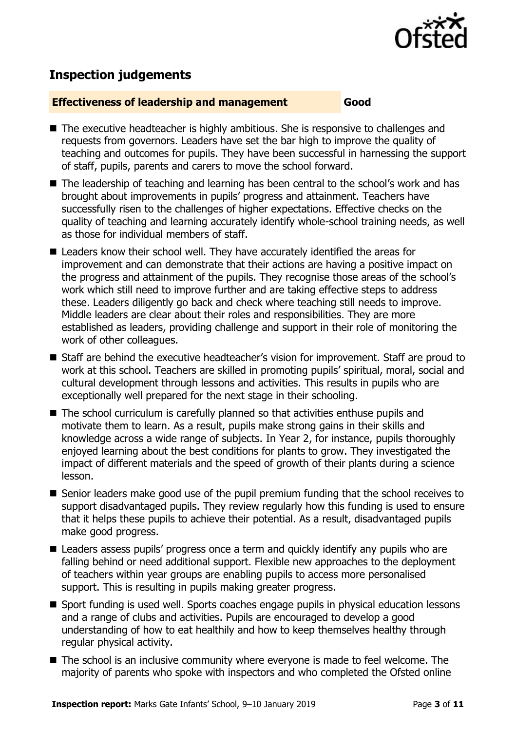## Inspection judgements

**Effectiveness of leadership and management** **Good**

- The executive headteacher is highly ambitious. She is responsive to challenges and requests from governors. Leaders have set the bar high to improve the quality of teaching and outcomes for pupils. They have been successful in harnessing the support of staff, pupils, parents and carers to move the school forward.
- The leadership of teaching and learning has been central to the school's work and has brought about improvements in pupils' progress and attainment. Teachers have successfully risen to the challenges of higher expectations. Effective checks on the quality of teaching and learning accurately identify whole-school training needs, as well as those for individual members of staff.
- Leaders know their school well. They have accurately identified the areas for improvement and can demonstrate that their actions are having a positive impact on the progress and attainment of the pupils. They recognise those areas of the school's work which still need to improve further and are taking effective steps to address these. Leaders diligently go back and check where teaching still needs to improve. Middle leaders are clear about their roles and responsibilities. They are more established as leaders, providing challenge and support in their role of monitoring the work of other colleagues.
- Staff are behind the executive headteacher's vision for improvement. Staff are proud to work at this school. Teachers are skilled in promoting pupils' spiritual, moral, social and cultural development through lessons and activities. This results in pupils who are exceptionally well prepared for the next stage in their schooling.
- The school curriculum is carefully planned so that activities enthuse pupils and motivate them to learn. As a result, pupils make strong gains in their skills and knowledge across a wide range of subjects. In Year 2, for instance, pupils thoroughly enjoyed learning about the best conditions for plants to grow. They investigated the impact of different materials and the speed of growth of their plants during a science lesson.
- Senior leaders make good use of the pupil premium funding that the school receives to support disadvantaged pupils. They review regularly how this funding is used to ensure that it helps these pupils to achieve their potential. As a result, disadvantaged pupils make good progress.
- Leaders assess pupils' progress once a term and quickly identify any pupils who are falling behind or need additional support. Flexible new approaches to the deployment of teachers within year groups are enabling pupils to access more personalised support. This is resulting in pupils making greater progress.
- Sport funding is used well. Sports coaches engage pupils in physical education lessons and a range of clubs and activities. Pupils are encouraged to develop a good understanding of how to eat healthily and how to keep themselves healthy through regular physical activity.
- The school is an inclusive community where everyone is made to feel welcome. The majority of parents who spoke with inspectors and who completed the Ofsted online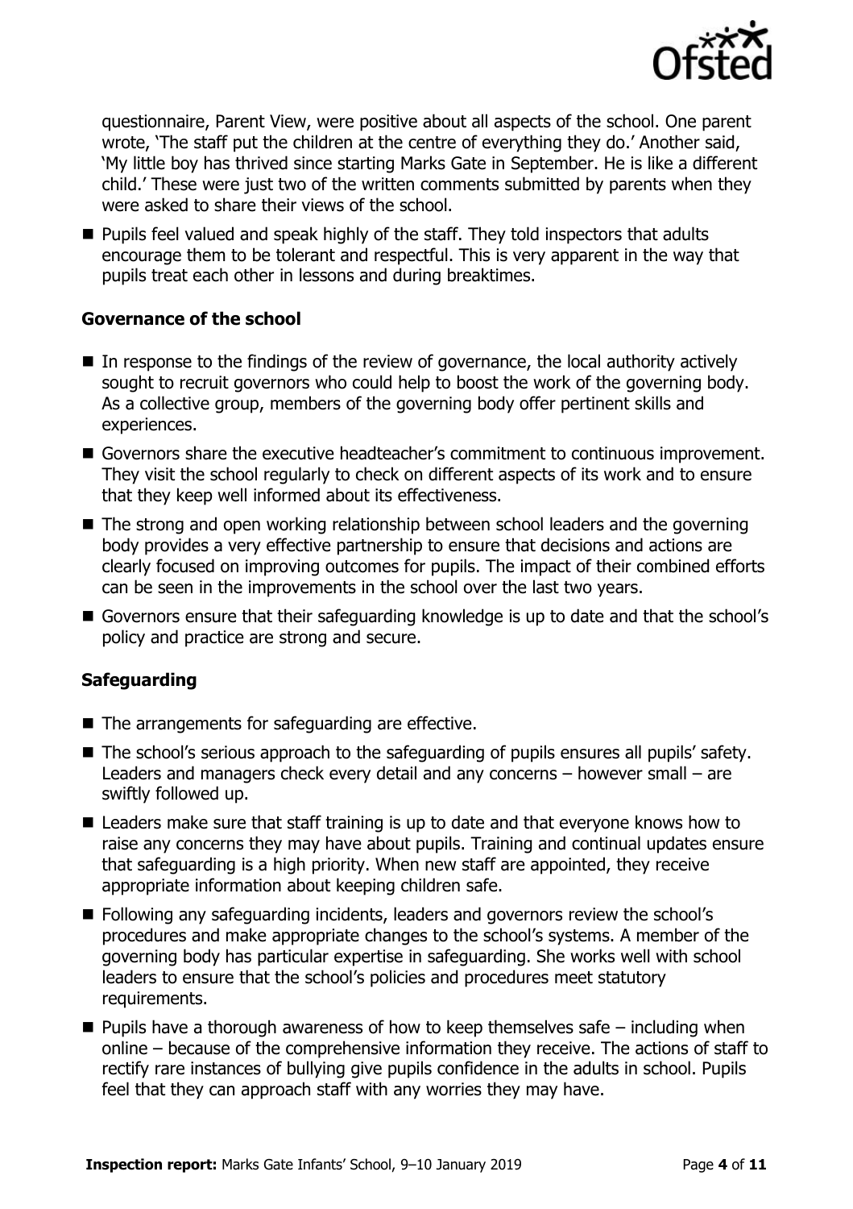questionnaire, Parent View, were positive about all aspects of the school. One parent wrote, 'The staff put the children at the centre of everything they do.' Another said, 'My little boy has thrived since starting Marks Gate in September. He is like a different child.' These were just two of the written comments submitted by parents when they were asked to share their views of the school.

- Pupils feel valued and speak highly of the staff. They told inspectors that adults encourage them to be tolerant and respectful. This is very apparent in the way that pupils treat each other in lessons and during breaktimes.

### Governance of the school

- In response to the findings of the review of governance, the local authority actively sought to recruit governors who could help to boost the work of the governing body. As a collective group, members of the governing body offer pertinent skills and experiences.
- Governors share the executive headteacher's commitment to continuous improvement. They visit the school regularly to check on different aspects of its work and to ensure that they keep well informed about its effectiveness.
- The strong and open working relationship between school leaders and the governing body provides a very effective partnership to ensure that decisions and actions are clearly focused on improving outcomes for pupils. The impact of their combined efforts can be seen in the improvements in the school over the last two years.
- Governors ensure that their safeguarding knowledge is up to date and that the school's policy and practice are strong and secure.

### Safeguarding

- The arrangements for safeguarding are effective.
- The school's serious approach to the safeguarding of pupils ensures all pupils' safety. Leaders and managers check every detail and any concerns – however small – are swiftly followed up.
- Leaders make sure that staff training is up to date and that everyone knows how to raise any concerns they may have about pupils. Training and continual updates ensure that safeguarding is a high priority. When new staff are appointed, they receive appropriate information about keeping children safe.
- Following any safeguarding incidents, leaders and governors review the school's procedures and make appropriate changes to the school's systems. A member of the governing body has particular expertise in safeguarding. She works well with school leaders to ensure that the school's policies and procedures meet statutory requirements.
- Pupils have a thorough awareness of how to keep themselves safe – including when online – because of the comprehensive information they receive. The actions of staff to rectify rare instances of bullying give pupils confidence in the adults in school. Pupils feel that they can approach staff with any worries they may have.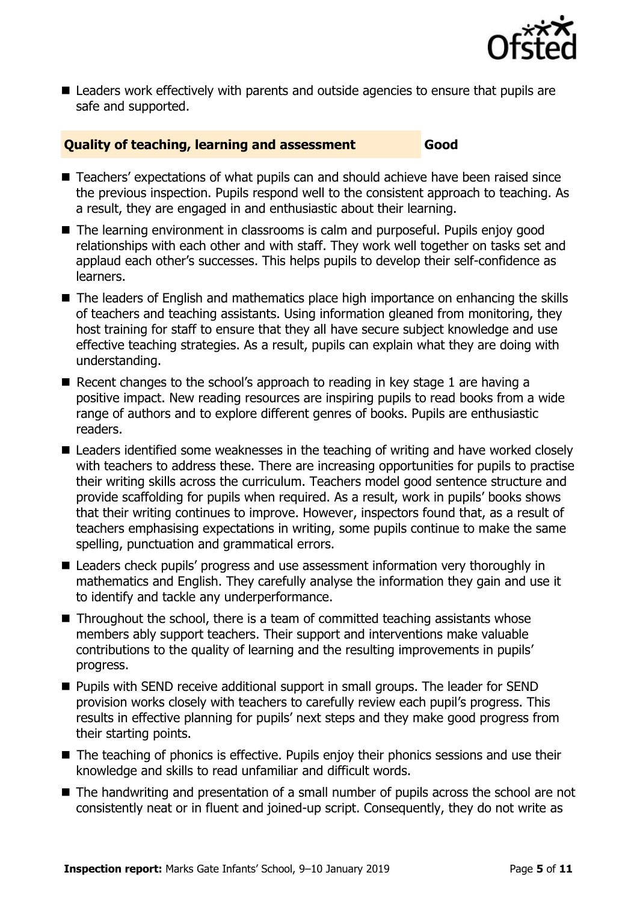- Leaders work effectively with parents and outside agencies to ensure that pupils are safe and supported.

### Quality of teaching, learning and assessment — Good

- Teachers' expectations of what pupils can and should achieve have been raised since the previous inspection. Pupils respond well to the consistent approach to teaching. As a result, they are engaged in and enthusiastic about their learning.
- The learning environment in classrooms is calm and purposeful. Pupils enjoy good relationships with each other and with staff. They work well together on tasks set and applaud each other's successes. This helps pupils to develop their self-confidence as learners.
- The leaders of English and mathematics place high importance on enhancing the skills of teachers and teaching assistants. Using information gleaned from monitoring, they host training for staff to ensure that they all have secure subject knowledge and use effective teaching strategies. As a result, pupils can explain what they are doing with understanding.
- Recent changes to the school's approach to reading in key stage 1 are having a positive impact. New reading resources are inspiring pupils to read books from a wide range of authors and to explore different genres of books. Pupils are enthusiastic readers.
- Leaders identified some weaknesses in the teaching of writing and have worked closely with teachers to address these. There are increasing opportunities for pupils to practise their writing skills across the curriculum. Teachers model good sentence structure and provide scaffolding for pupils when required. As a result, work in pupils' books shows that their writing continues to improve. However, inspectors found that, as a result of teachers emphasising expectations in writing, some pupils continue to make the same spelling, punctuation and grammatical errors.
- Leaders check pupils' progress and use assessment information very thoroughly in mathematics and English. They carefully analyse the information they gain and use it to identify and tackle any underperformance.
- Throughout the school, there is a team of committed teaching assistants whose members ably support teachers. Their support and interventions make valuable contributions to the quality of learning and the resulting improvements in pupils' progress.
- Pupils with SEND receive additional support in small groups. The leader for SEND provision works closely with teachers to carefully review each pupil's progress. This results in effective planning for pupils' next steps and they make good progress from their starting points.
- The teaching of phonics is effective. Pupils enjoy their phonics sessions and use their knowledge and skills to read unfamiliar and difficult words.
- The handwriting and presentation of a small number of pupils across the school are not consistently neat or in fluent and joined-up script. Consequently, they do not write as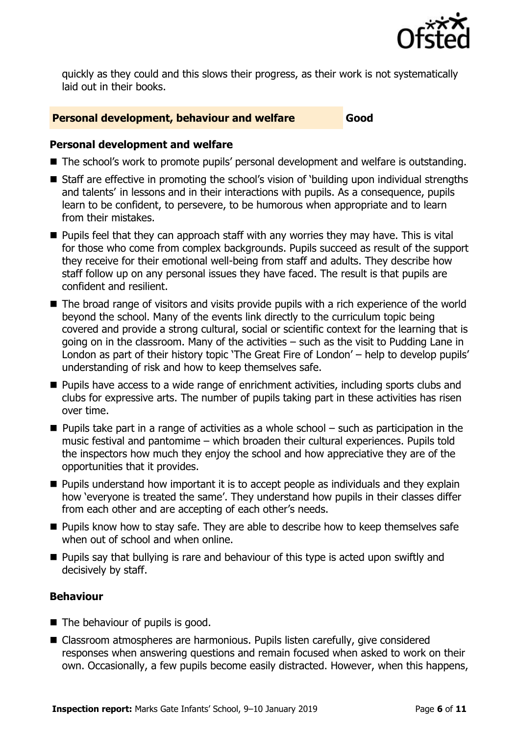quickly as they could and this slows their progress, as their work is not systematically laid out in their books.

## Personal development, behaviour and welfare — Good

### Personal development and welfare

- The school's work to promote pupils' personal development and welfare is outstanding.
- Staff are effective in promoting the school's vision of 'building upon individual strengths and talents' in lessons and in their interactions with pupils. As a consequence, pupils learn to be confident, to persevere, to be humorous when appropriate and to learn from their mistakes.
- Pupils feel that they can approach staff with any worries they may have. This is vital for those who come from complex backgrounds. Pupils succeed as result of the support they receive for their emotional well-being from staff and adults. They describe how staff follow up on any personal issues they have faced. The result is that pupils are confident and resilient.
- The broad range of visitors and visits provide pupils with a rich experience of the world beyond the school. Many of the events link directly to the curriculum topic being covered and provide a strong cultural, social or scientific context for the learning that is going on in the classroom. Many of the activities – such as the visit to Pudding Lane in London as part of their history topic 'The Great Fire of London' – help to develop pupils' understanding of risk and how to keep themselves safe.
- Pupils have access to a wide range of enrichment activities, including sports clubs and clubs for expressive arts. The number of pupils taking part in these activities has risen over time.
- Pupils take part in a range of activities as a whole school – such as participation in the music festival and pantomime – which broaden their cultural experiences. Pupils told the inspectors how much they enjoy the school and how appreciative they are of the opportunities that it provides.
- Pupils understand how important it is to accept people as individuals and they explain how 'everyone is treated the same'. They understand how pupils in their classes differ from each other and are accepting of each other's needs.
- Pupils know how to stay safe. They are able to describe how to keep themselves safe when out of school and when online.
- Pupils say that bullying is rare and behaviour of this type is acted upon swiftly and decisively by staff.

### Behaviour

- The behaviour of pupils is good.
- Classroom atmospheres are harmonious. Pupils listen carefully, give considered responses when answering questions and remain focused when asked to work on their own. Occasionally, a few pupils become easily distracted. However, when this happens,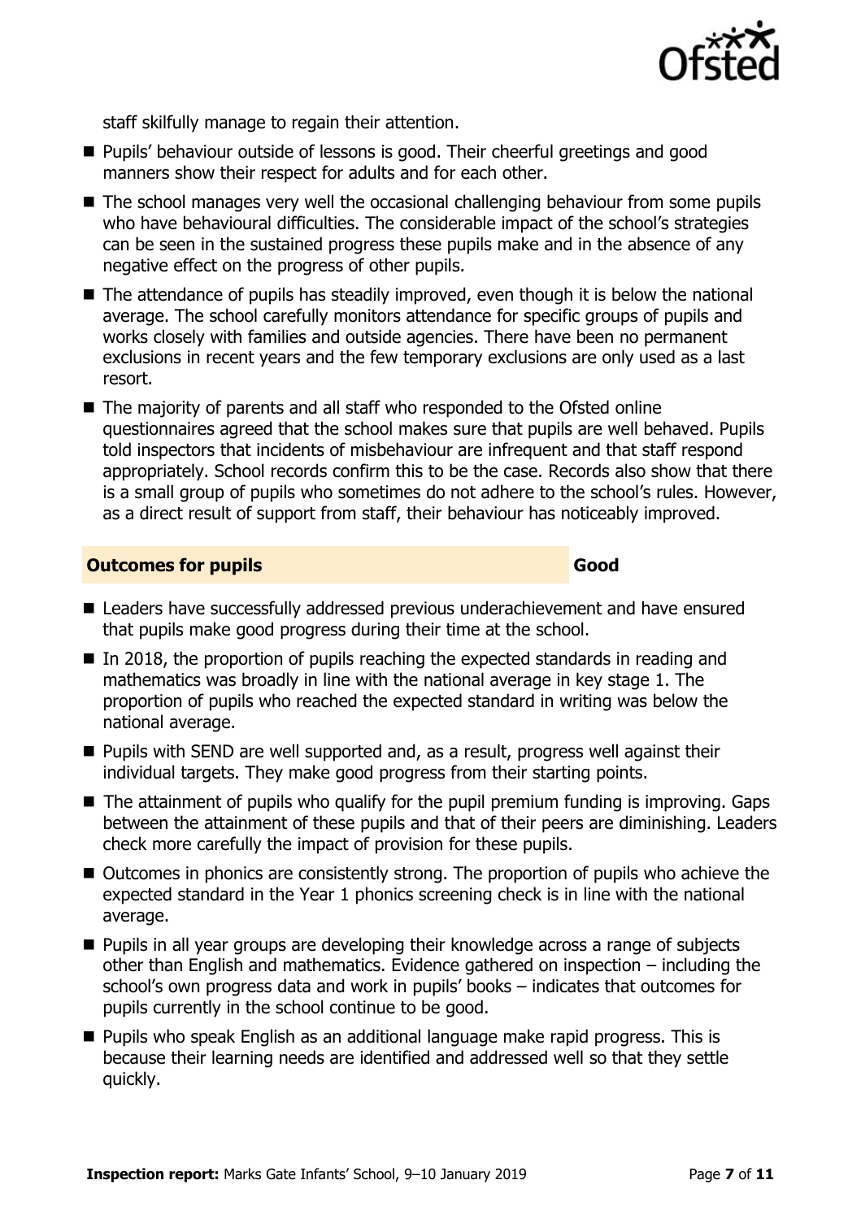staff skilfully manage to regain their attention.

- Pupils' behaviour outside of lessons is good. Their cheerful greetings and good manners show their respect for adults and for each other.
- The school manages very well the occasional challenging behaviour from some pupils who have behavioural difficulties. The considerable impact of the school's strategies can be seen in the sustained progress these pupils make and in the absence of any negative effect on the progress of other pupils.
- The attendance of pupils has steadily improved, even though it is below the national average. The school carefully monitors attendance for specific groups of pupils and works closely with families and outside agencies. There have been no permanent exclusions in recent years and the few temporary exclusions are only used as a last resort.
- The majority of parents and all staff who responded to the Ofsted online questionnaires agreed that the school makes sure that pupils are well behaved. Pupils told inspectors that incidents of misbehaviour are infrequent and that staff respond appropriately. School records confirm this to be the case. Records also show that there is a small group of pupils who sometimes do not adhere to the school's rules. However, as a direct result of support from staff, their behaviour has noticeably improved.

## Outcomes for pupils — Good

- Leaders have successfully addressed previous underachievement and have ensured that pupils make good progress during their time at the school.
- In 2018, the proportion of pupils reaching the expected standards in reading and mathematics was broadly in line with the national average in key stage 1. The proportion of pupils who reached the expected standard in writing was below the national average.
- Pupils with SEND are well supported and, as a result, progress well against their individual targets. They make good progress from their starting points.
- The attainment of pupils who qualify for the pupil premium funding is improving. Gaps between the attainment of these pupils and that of their peers are diminishing. Leaders check more carefully the impact of provision for these pupils.
- Outcomes in phonics are consistently strong. The proportion of pupils who achieve the expected standard in the Year 1 phonics screening check is in line with the national average.
- Pupils in all year groups are developing their knowledge across a range of subjects other than English and mathematics. Evidence gathered on inspection – including the school's own progress data and work in pupils' books – indicates that outcomes for pupils currently in the school continue to be good.
- Pupils who speak English as an additional language make rapid progress. This is because their learning needs are identified and addressed well so that they settle quickly.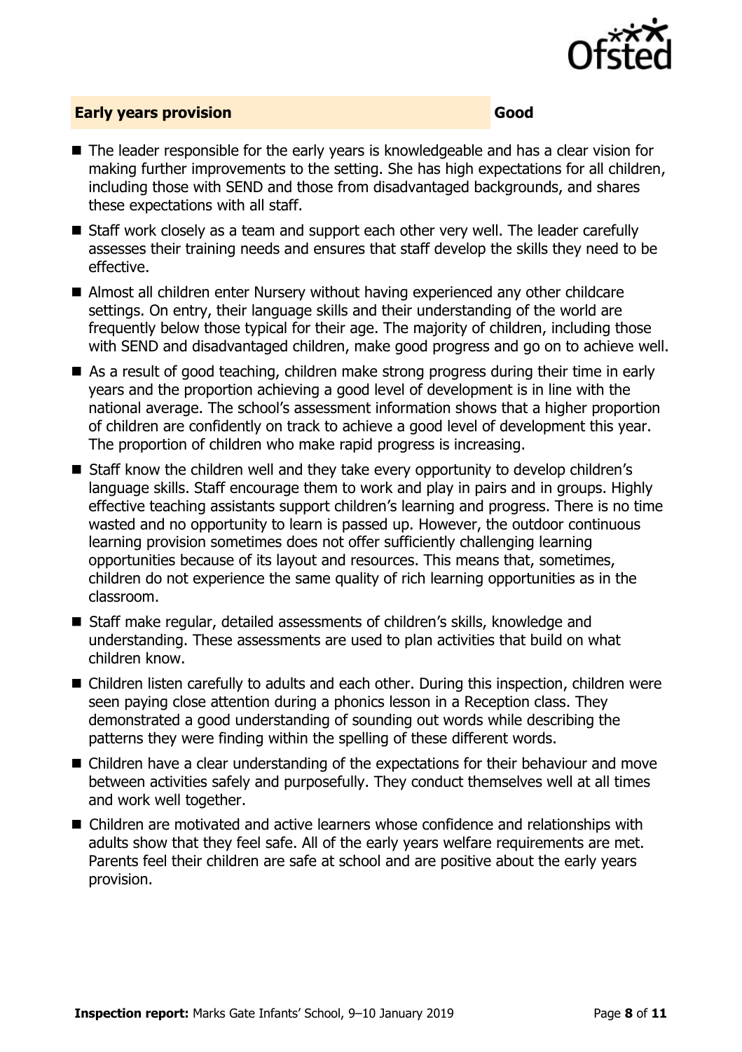## Early years provision — Good

- The leader responsible for the early years is knowledgeable and has a clear vision for making further improvements to the setting. She has high expectations for all children, including those with SEND and those from disadvantaged backgrounds, and shares these expectations with all staff.
- Staff work closely as a team and support each other very well. The leader carefully assesses their training needs and ensures that staff develop the skills they need to be effective.
- Almost all children enter Nursery without having experienced any other childcare settings. On entry, their language skills and their understanding of the world are frequently below those typical for their age. The majority of children, including those with SEND and disadvantaged children, make good progress and go on to achieve well.
- As a result of good teaching, children make strong progress during their time in early years and the proportion achieving a good level of development is in line with the national average. The school's assessment information shows that a higher proportion of children are confidently on track to achieve a good level of development this year. The proportion of children who make rapid progress is increasing.
- Staff know the children well and they take every opportunity to develop children's language skills. Staff encourage them to work and play in pairs and in groups. Highly effective teaching assistants support children's learning and progress. There is no time wasted and no opportunity to learn is passed up. However, the outdoor continuous learning provision sometimes does not offer sufficiently challenging learning opportunities because of its layout and resources. This means that, sometimes, children do not experience the same quality of rich learning opportunities as in the classroom.
- Staff make regular, detailed assessments of children's skills, knowledge and understanding. These assessments are used to plan activities that build on what children know.
- Children listen carefully to adults and each other. During this inspection, children were seen paying close attention during a phonics lesson in a Reception class. They demonstrated a good understanding of sounding out words while describing the patterns they were finding within the spelling of these different words.
- Children have a clear understanding of the expectations for their behaviour and move between activities safely and purposefully. They conduct themselves well at all times and work well together.
- Children are motivated and active learners whose confidence and relationships with adults show that they feel safe. All of the early years welfare requirements are met. Parents feel their children are safe at school and are positive about the early years provision.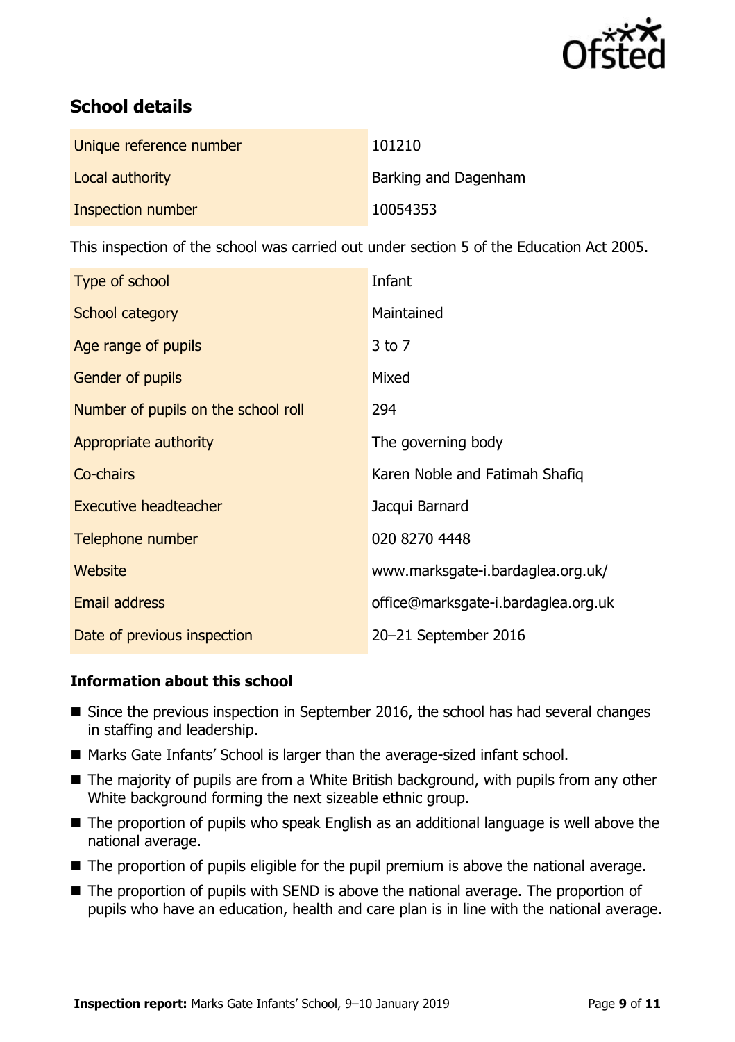## School details

| | |
|---|---|
| Unique reference number | 101210 |
| Local authority | Barking and Dagenham |
| Inspection number | 10054353 |

This inspection of the school was carried out under section 5 of the Education Act 2005.

| | |
|---|---|
| Type of school | Infant |
| School category | Maintained |
| Age range of pupils | 3 to 7 |
| Gender of pupils | Mixed |
| Number of pupils on the school roll | 294 |
| Appropriate authority | The governing body |
| Co-chairs | Karen Noble and Fatimah Shafiq |
| Executive headteacher | Jacqui Barnard |
| Telephone number | 020 8270 4448 |
| Website | www.marksgate-i.bardaglea.org.uk/ |
| Email address | office@marksgate-i.bardaglea.org.uk |
| Date of previous inspection | 20–21 September 2016 |

### Information about this school

- Since the previous inspection in September 2016, the school has had several changes in staffing and leadership.
- Marks Gate Infants' School is larger than the average-sized infant school.
- The majority of pupils are from a White British background, with pupils from any other White background forming the next sizeable ethnic group.
- The proportion of pupils who speak English as an additional language is well above the national average.
- The proportion of pupils eligible for the pupil premium is above the national average.
- The proportion of pupils with SEND is above the national average. The proportion of pupils who have an education, health and care plan is in line with the national average.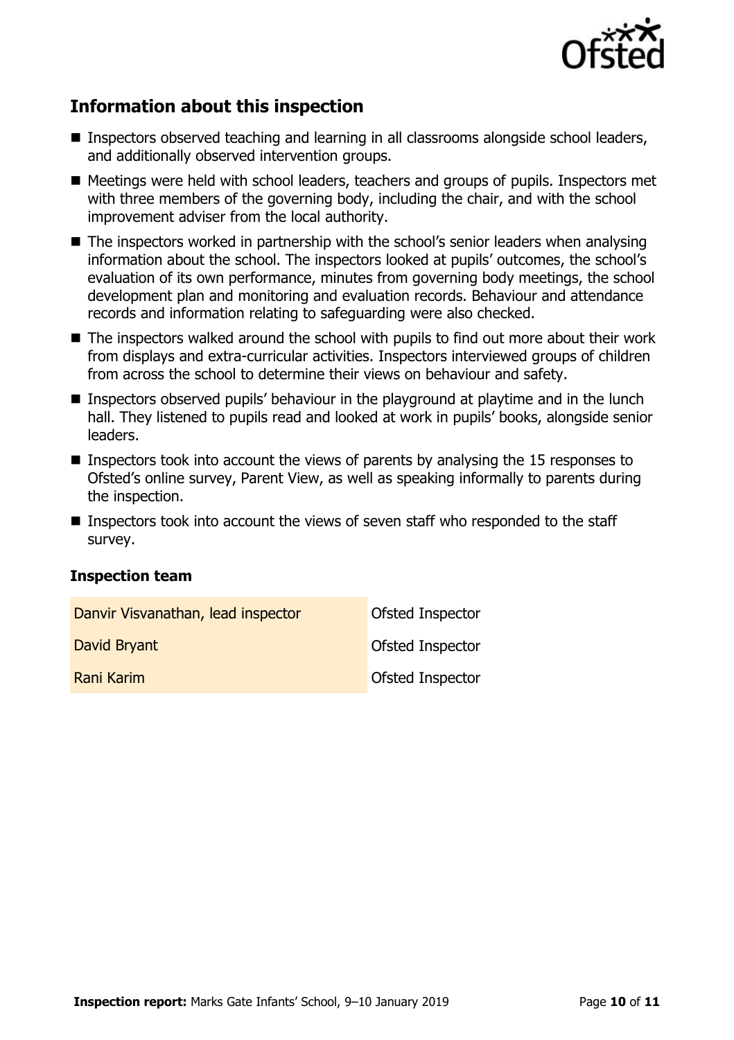## Information about this inspection

- Inspectors observed teaching and learning in all classrooms alongside school leaders, and additionally observed intervention groups.
- Meetings were held with school leaders, teachers and groups of pupils. Inspectors met with three members of the governing body, including the chair, and with the school improvement adviser from the local authority.
- The inspectors worked in partnership with the school's senior leaders when analysing information about the school. The inspectors looked at pupils' outcomes, the school's evaluation of its own performance, minutes from governing body meetings, the school development plan and monitoring and evaluation records. Behaviour and attendance records and information relating to safeguarding were also checked.
- The inspectors walked around the school with pupils to find out more about their work from displays and extra-curricular activities. Inspectors interviewed groups of children from across the school to determine their views on behaviour and safety.
- Inspectors observed pupils' behaviour in the playground at playtime and in the lunch hall. They listened to pupils read and looked at work in pupils' books, alongside senior leaders.
- Inspectors took into account the views of parents by analysing the 15 responses to Ofsted's online survey, Parent View, as well as speaking informally to parents during the inspection.
- Inspectors took into account the views of seven staff who responded to the staff survey.

### Inspection team

| | |
|---|---|
| Danvir Visvanathan, lead inspector | Ofsted Inspector |
| David Bryant | Ofsted Inspector |
| Rani Karim | Ofsted Inspector |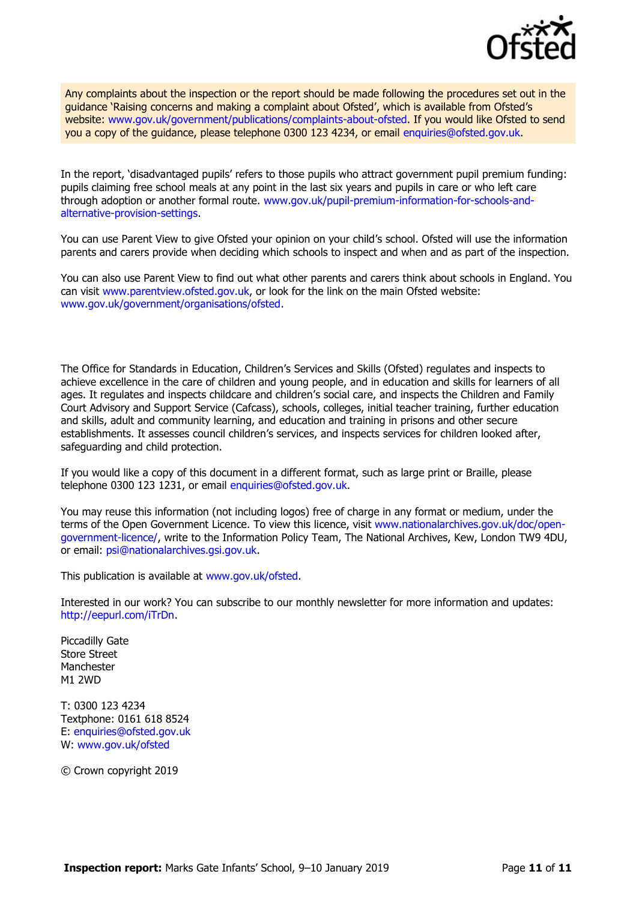Any complaints about the inspection or the report should be made following the procedures set out in the guidance 'Raising concerns and making a complaint about Ofsted', which is available from Ofsted's website: www.gov.uk/government/publications/complaints-about-ofsted. If you would like Ofsted to send you a copy of the guidance, please telephone 0300 123 4234, or email enquiries@ofsted.gov.uk.

In the report, 'disadvantaged pupils' refers to those pupils who attract government pupil premium funding: pupils claiming free school meals at any point in the last six years and pupils in care or who left care through adoption or another formal route. www.gov.uk/pupil-premium-information-for-schools-and-alternative-provision-settings.

You can use Parent View to give Ofsted your opinion on your child's school. Ofsted will use the information parents and carers provide when deciding which schools to inspect and when and as part of the inspection.

You can also use Parent View to find out what other parents and carers think about schools in England. You can visit www.parentview.ofsted.gov.uk, or look for the link on the main Ofsted website: www.gov.uk/government/organisations/ofsted.

The Office for Standards in Education, Children's Services and Skills (Ofsted) regulates and inspects to achieve excellence in the care of children and young people, and in education and skills for learners of all ages. It regulates and inspects childcare and children's social care, and inspects the Children and Family Court Advisory and Support Service (Cafcass), schools, colleges, initial teacher training, further education and skills, adult and community learning, and education and training in prisons and other secure establishments. It assesses council children's services, and inspects services for children looked after, safeguarding and child protection.

If you would like a copy of this document in a different format, such as large print or Braille, please telephone 0300 123 1231, or email enquiries@ofsted.gov.uk.

You may reuse this information (not including logos) free of charge in any format or medium, under the terms of the Open Government Licence. To view this licence, visit www.nationalarchives.gov.uk/doc/open-government-licence/, write to the Information Policy Team, The National Archives, Kew, London TW9 4DU, or email: psi@nationalarchives.gsi.gov.uk.

This publication is available at www.gov.uk/ofsted.

Interested in our work? You can subscribe to our monthly newsletter for more information and updates: http://eepurl.com/iTrDn.

Piccadilly Gate
Store Street
Manchester
M1 2WD

T: 0300 123 4234
Textphone: 0161 618 8524
E: enquiries@ofsted.gov.uk
W: www.gov.uk/ofsted

© Crown copyright 2019